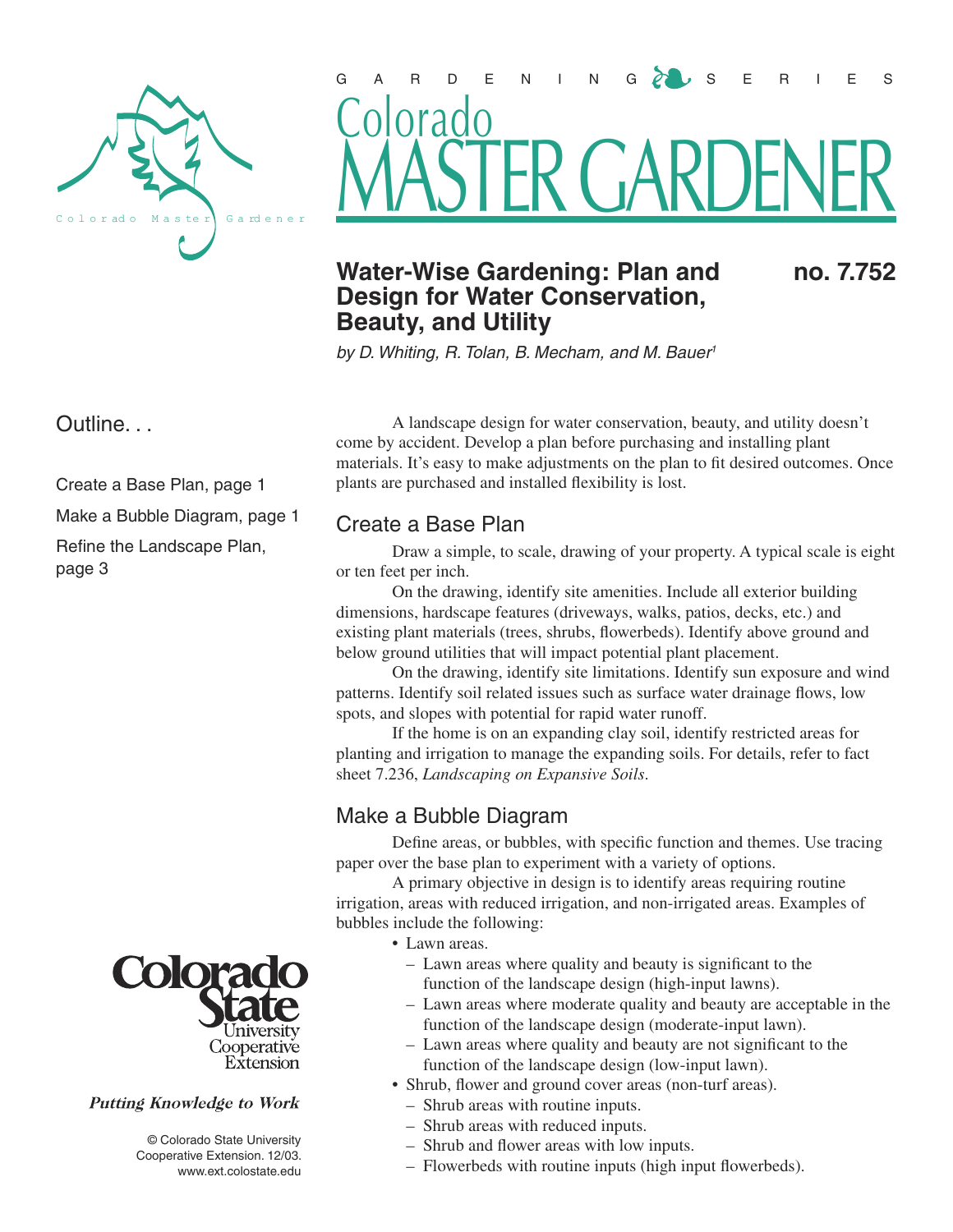GARDENING SERIES

# Colorado MASTER GARDENER

## Water-Wise Gardening: Plan and Design for Water Conservation, Beauty, and Utility

**no. 7.752**

*by D. Whiting, R. Tolan, B. Mecham, and M. Bauer[1]*

Outline. . .

Create a Base Plan, page 1

Make a Bubble Diagram, page 1

Refine the Landscape Plan, page 3

A landscape design for water conservation, beauty, and utility doesn't come by accident. Develop a plan before purchasing and installing plant materials. It's easy to make adjustments on the plan to fit desired outcomes. Once plants are purchased and installed flexibility is lost.

### Create a Base Plan

Draw a simple, to scale, drawing of your property. A typical scale is eight or ten feet per inch.

On the drawing, identify site amenities. Include all exterior building dimensions, hardscape features (driveways, walks, patios, decks, etc.) and existing plant materials (trees, shrubs, flowerbeds). Identify above ground and below ground utilities that will impact potential plant placement.

On the drawing, identify site limitations. Identify sun exposure and wind patterns. Identify soil related issues such as surface water drainage flows, low spots, and slopes with potential for rapid water runoff.

If the home is on an expanding clay soil, identify restricted areas for planting and irrigation to manage the expanding soils. For details, refer to fact sheet 7.236, *Landscaping on Expansive Soils*.

### Make a Bubble Diagram

Define areas, or bubbles, with specific function and themes. Use tracing paper over the base plan to experiment with a variety of options.

A primary objective in design is to identify areas requiring routine irrigation, areas with reduced irrigation, and non-irrigated areas. Examples of bubbles include the following:

- Lawn areas.
  - Lawn areas where quality and beauty is significant to the function of the landscape design (high-input lawns).
  - Lawn areas where moderate quality and beauty are acceptable in the function of the landscape design (moderate-input lawn).
  - Lawn areas where quality and beauty are not significant to the function of the landscape design (low-input lawn).
- Shrub, flower and ground cover areas (non-turf areas).
  - Shrub areas with routine inputs.
  - Shrub areas with reduced inputs.
  - Shrub and flower areas with low inputs.
  - Flowerbeds with routine inputs (high input flowerbeds).

Colorado State University Cooperative Extension

*Putting Knowledge to Work*

© Colorado State University Cooperative Extension. 12/03. www.ext.colostate.edu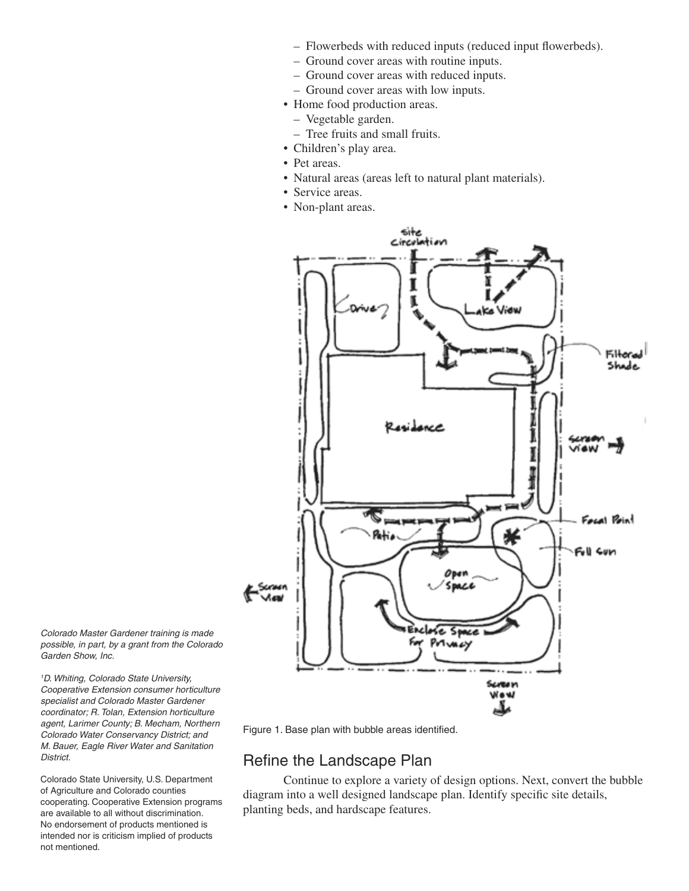- Flowerbeds with reduced inputs (reduced input flowerbeds).
  - Ground cover areas with routine inputs.
  - Ground cover areas with reduced inputs.
  - Ground cover areas with low inputs.
- Home food production areas.
  - Vegetable garden.
  - Tree fruits and small fruits.
- Children's play area.
- Pet areas.
- Natural areas (areas left to natural plant materials).
- Service areas.
- Non-plant areas.

site circulation

Drive

Lake View

Filtered Shade

Residence

Screen View

Focal Point

Patio

Full Sun

Open Space

Screen View

Enclose Space For Privacy

Screen View

Figure 1. Base plan with bubble areas identified.

## Refine the Landscape Plan

Continue to explore a variety of design options. Next, convert the bubble diagram into a well designed landscape plan. Identify specific site details, planting beds, and hardscape features.

*Colorado Master Gardener training is made possible, in part, by a grant from the Colorado Garden Show, Inc.*

*[1]D. Whiting, Colorado State University, Cooperative Extension consumer horticulture specialist and Colorado Master Gardener coordinator; R. Tolan, Extension horticulture agent, Larimer County; B. Mecham, Northern Colorado Water Conservancy District; and M. Bauer, Eagle River Water and Sanitation District.*

Colorado State University, U.S. Department of Agriculture and Colorado counties cooperating. Cooperative Extension programs are available to all without discrimination. No endorsement of products mentioned is intended nor is criticism implied of products not mentioned.